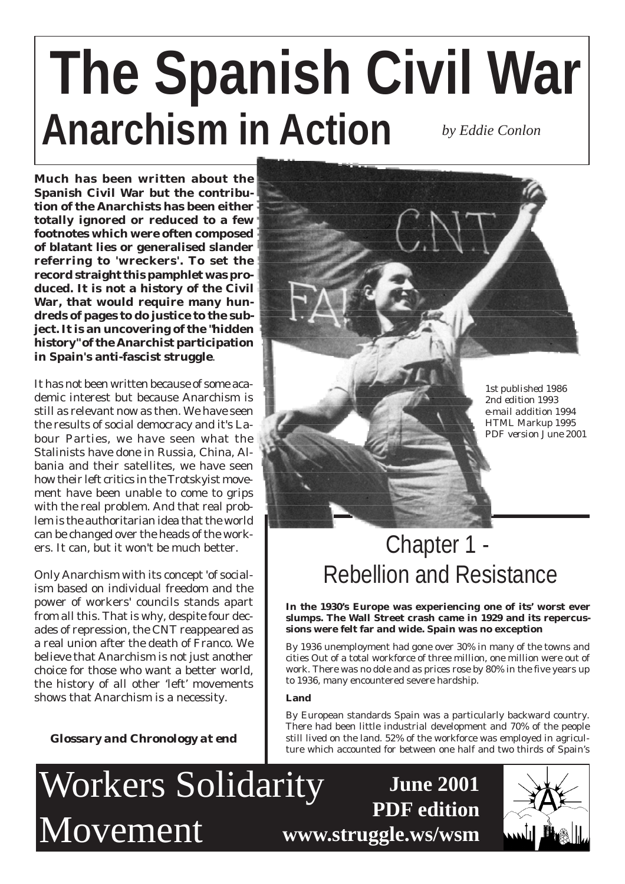# The Spanish Civil War
## Anarchism in Action

*by Eddie Conlon*

**Much has been written about the Spanish Civil War but the contribution of the Anarchists has been either totally ignored or reduced to a few footnotes which were often composed of blatant lies or generalised slander referring to 'wreckers'. To set the record straight this pamphlet was produced. It is not a history of the Civil War, that would require many hundreds of pages to do justice to the subject. It is an uncovering of the "hidden history" of the Anarchist participation in Spain's anti-fascist struggle**.

It has not been written because of some academic interest but because Anarchism is still as relevant now as then. We have seen the results of social democracy and it's Labour Parties, we have seen what the Stalinists have done in Russia, China, Albania and their satellites, we have seen how their left critics in the Trotskyist movement have been unable to come to grips with the real problem. And that real problem is the authoritarian idea that the world can be changed over the heads of the workers. It can, but it won't be much better.

Only Anarchism with its concept 'of socialism based on individual freedom and the power of workers' councils stands apart from all this. That is why, despite four decades of repression, the CNT reappeared as a real union after the death of Franco. We believe that Anarchism is not just another choice for those who want a better world, the history of all other 'left' movements shows that Anarchism is a necessity.

***Glossary and Chronology at end***

1st published 1986
2nd edition 1993
e-mail addition 1994
HTML Markup 1995
PDF version June 2001

## Chapter 1 - Rebellion and Resistance

**In the 1930's Europe was experiencing one of its' worst ever slumps. The Wall Street crash came in 1929 and its repercussions were felt far and wide. Spain was no exception**

By 1936 unemployment had gone over 30% in many of the towns and cities Out of a total workforce of three million, one million were out of work. There was no dole and as prices rose by 80% in the five years up to 1936, many encountered severe hardship.

**Land**

By European standards Spain was a particularly backward country. There had been little industrial development and 70% of the people still lived on the land. 52% of the workforce was employed in agriculture which accounted for between one half and two thirds of Spain's

Workers Solidarity Movement

**June 2001**
**PDF edition**
**www.struggle.ws/wsm**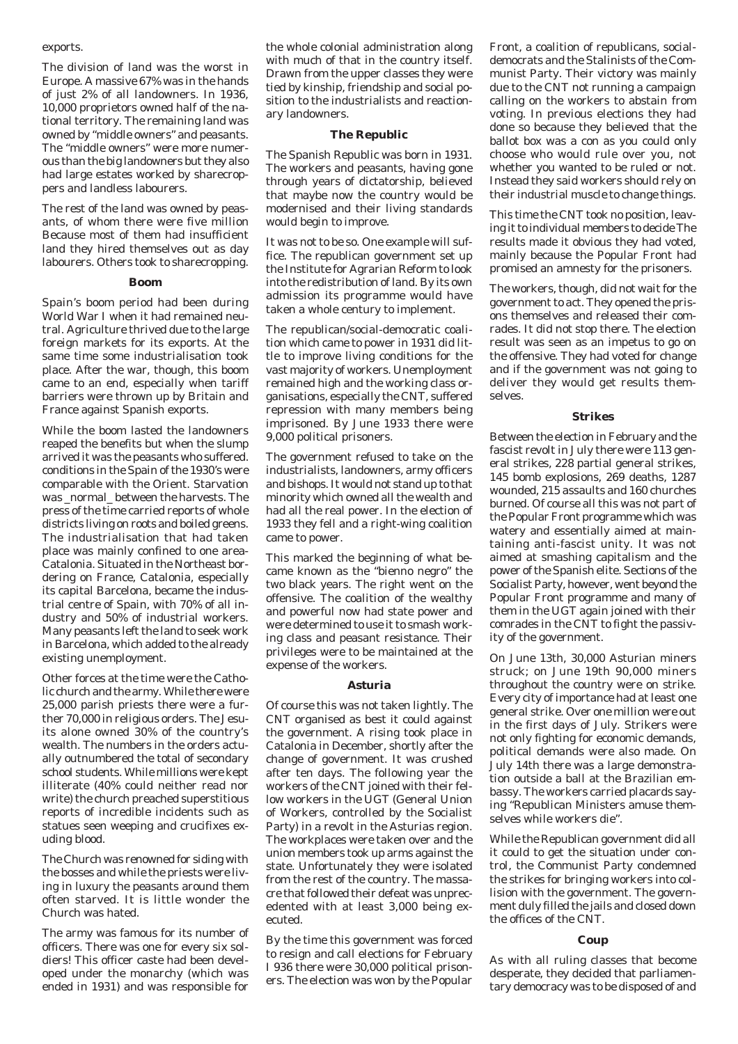exports.

The division of land was the worst in Europe. A massive 67% was in the hands of just 2% of all landowners. In 1936, 10,000 proprietors owned half of the national territory. The remaining land was owned by "middle owners" and peasants. The "middle owners" were more numerous than the big landowners but they also had large estates worked by sharecroppers and landless labourers.

The rest of the land was owned by peasants, of whom there were five million Because most of them had insufficient land they hired themselves out as day labourers. Others took to sharecropping.

### Boom

Spain's boom period had been during World War I when it had remained neutral. Agriculture thrived due to the large foreign markets for its exports. At the same time some industrialisation took place. After the war, though, this boom came to an end, especially when tariff barriers were thrown up by Britain and France against Spanish exports.

While the boom lasted the landowners reaped the benefits but when the slump arrived it was the peasants who suffered. conditions in the Spain of the 1930's were comparable with the Orient. Starvation was _normal_ between the harvests. The press of the time carried reports of whole districts living on roots and boiled greens. The industrialisation that had taken place was mainly confined to one area-Catalonia. Situated in the Northeast bordering on France, Catalonia, especially its capital Barcelona, became the industrial centre of Spain, with 70% of all industry and 50% of industrial workers. Many peasants left the land to seek work in Barcelona, which added to the already existing unemployment.

Other forces at the time were the Catholic church and the army. While there were 25,000 parish priests there were a further 70,000 in religious orders. The Jesuits alone owned 30% of the country's wealth. The numbers in the orders actually outnumbered the total of secondary school students. While millions were kept illiterate (40% could neither read nor write) the church preached superstitious reports of incredible incidents such as statues seen weeping and crucifixes exuding blood.

The Church was renowned for siding with the bosses and while the priests were living in luxury the peasants around them often starved. It is little wonder the Church was hated.

The army was famous for its number of officers. There was one for every six soldiers! This officer caste had been developed under the monarchy (which was ended in 1931) and was responsible for the whole colonial administration along with much of that in the country itself. Drawn from the upper classes they were tied by kinship, friendship and social position to the industrialists and reactionary landowners.

### The Republic

The Spanish Republic was born in 1931. The workers and peasants, having gone through years of dictatorship, believed that maybe now the country would be modernised and their living standards would begin to improve.

It was not to be so. One example will suffice. The republican government set up the Institute for Agrarian Reform to look into the redistribution of land. By its own admission its programme would have taken a whole century to implement.

The republican/social-democratic coalition which came to power in 1931 did little to improve living conditions for the vast majority of workers. Unemployment remained high and the working class organisations, especially the CNT, suffered repression with many members being imprisoned. By June 1933 there were 9,000 political prisoners.

The government refused to take on the industrialists, landowners, army officers and bishops. It would not stand up to that minority which owned all the wealth and had all the real power. In the election of 1933 they fell and a right-wing coalition came to power.

This marked the beginning of what became known as the "bienno negro" the two black years. The right went on the offensive. The coalition of the wealthy and powerful now had state power and were determined to use it to smash working class and peasant resistance. Their privileges were to be maintained at the expense of the workers.

### Asturia

Of course this was not taken lightly. The CNT organised as best it could against the government. A rising took place in Catalonia in December, shortly after the change of government. It was crushed after ten days. The following year the workers of the CNT joined with their fellow workers in the UGT (General Union of Workers, controlled by the Socialist Party) in a revolt in the Asturias region. The workplaces were taken over and the union members took up arms against the state. Unfortunately they were isolated from the rest of the country. The massacre that followed their defeat was unprecedented with at least 3,000 being executed.

By the time this government was forced to resign and call elections for February I 936 there were 30,000 political prisoners. The election was won by the Popular Front, a coalition of republicans, social-democrats and the Stalinists of the Communist Party. Their victory was mainly due to the CNT not running a campaign calling on the workers to abstain from voting. In previous elections they had done so because they believed that the ballot box was a con as you could only choose who would rule over you, not whether you wanted to be ruled or not. Instead they said workers should rely on their industrial muscle to change things.

This time the CNT took no position, leaving it to individual members to decide The results made it obvious they had voted, mainly because the Popular Front had promised an amnesty for the prisoners.

The workers, though, did not wait for the government to act. They opened the prisons themselves and released their comrades. It did not stop there. The election result was seen as an impetus to go on the offensive. They had voted for change and if the government was not going to deliver they would get results themselves.

### Strikes

Between the election in February and the fascist revolt in July there were 113 general strikes, 228 partial general strikes, 145 bomb explosions, 269 deaths, 1287 wounded, 215 assaults and 160 churches burned. Of course all this was not part of the Popular Front programme which was watery and essentially aimed at maintaining anti-fascist unity. It was not aimed at smashing capitalism and the power of the Spanish elite. Sections of the Socialist Party, however, went beyond the Popular Front programme and many of them in the UGT again joined with their comrades in the CNT to fight the passivity of the government.

On June 13th, 30,000 Asturian miners struck; on June 19th 90,000 miners throughout the country were on strike. Every city of importance had at least one general strike. Over one million were out in the first days of July. Strikers were not only fighting for economic demands, political demands were also made. On July 14th there was a large demonstration outside a ball at the Brazilian embassy. The workers carried placards saying "Republican Ministers amuse themselves while workers die".

While the Republican government did all it could to get the situation under control, the Communist Party condemned the strikes for bringing workers into collision with the government. The government duly filled the jails and closed down the offices of the CNT.

### Coup

As with all ruling classes that become desperate, they decided that parliamentary democracy was to be disposed of and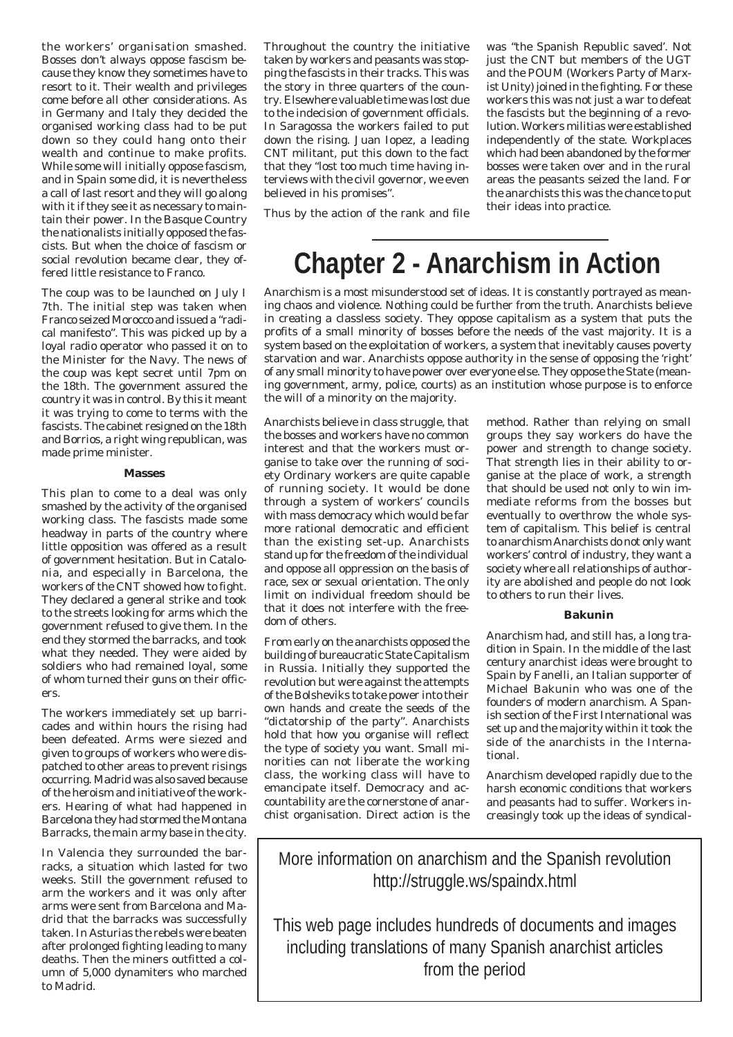the workers' organisation smashed. Bosses don't always oppose fascism because they know they sometimes have to resort to it. Their wealth and privileges come before all other considerations. As in Germany and Italy they decided the organised working class had to be put down so they could hang onto their wealth and continue to make profits. While some will initially oppose fascism, and in Spain some did, it is nevertheless a call of last resort and they will go along with it if they see it as necessary to maintain their power. In the Basque Country the nationalists initially opposed the fascists. But when the choice of fascism or social revolution became clear, they offered little resistance to Franco.

The coup was to be launched on July I 7th. The initial step was taken when Franco seized Morocco and issued a "radical manifesto". This was picked up by a loyal radio operator who passed it on to the Minister for the Navy. The news of the coup was kept secret until 7pm on the 18th. The government assured the country it was in control. By this it meant it was trying to come to terms with the fascists. The cabinet resigned on the 18th and Borrios, a right wing republican, was made prime minister.

#### Masses

This plan to come to a deal was only smashed by the activity of the organised working class. The fascists made some headway in parts of the country where little opposition was offered as a result of government hesitation. But in Catalonia, and especially in Barcelona, the workers of the CNT showed how to fight. They declared a general strike and took to the streets looking for arms which the government refused to give them. In the end they stormed the barracks, and took what they needed. They were aided by soldiers who had remained loyal, some of whom turned their guns on their officers.

The workers immediately set up barricades and within hours the rising had been defeated. Arms were siezed and given to groups of workers who were dispatched to other areas to prevent risings occurring. Madrid was also saved because of the heroism and initiative of the workers. Hearing of what had happened in Barcelona they had stormed the Montana Barracks, the main army base in the city.

In Valencia they surrounded the barracks, a situation which lasted for two weeks. Still the government refused to arm the workers and it was only after arms were sent from Barcelona and Madrid that the barracks was successfully taken. In Asturias the rebels were beaten after prolonged fighting leading to many deaths. Then the miners outfitted a column of 5,000 dynamiters who marched to Madrid.

Throughout the country the initiative taken by workers and peasants was stopping the fascists in their tracks. This was the story in three quarters of the country. Elsewhere valuable time was lost due to the indecision of government officials. In Saragossa the workers failed to put down the rising. Juan lopez, a leading CNT militant, put this down to the fact that they "lost too much time having interviews with the civil governor, we even believed in his promises".

Thus by the action of the rank and file was "the Spanish Republic saved'. Not just the CNT but members of the UGT and the POUM (Workers Party of Marxist Unity) joined in the fighting. For these workers this was not just a war to defeat the fascists but the beginning of a revolution. Workers militias were established independently of the state. Workplaces which had been abandoned by the former bosses were taken over and in the rural areas the peasants seized the land. For the anarchists this was the chance to put their ideas into practice.

# Chapter 2 - Anarchism in Action

Anarchism is a most misunderstood set of ideas. It is constantly portrayed as meaning chaos and violence. Nothing could be further from the truth. Anarchists believe in creating a classless society. They oppose capitalism as a system that puts the profits of a small minority of bosses before the needs of the vast majority. It is a system based on the exploitation of workers, a system that inevitably causes poverty starvation and war. Anarchists oppose authority in the sense of opposing the 'right' of any small minority to have power over everyone else. They oppose the State (meaning government, army, police, courts) as an institution whose purpose is to enforce the will of a minority on the majority.

Anarchists believe in class struggle, that the bosses and workers have no common interest and that the workers must organise to take over the running of society Ordinary workers are quite capable of running society. It would be done through a system of workers' councils with mass democracy which would be far more rational democratic and efficient than the existing set-up. Anarchists stand up for the freedom of the individual and oppose all oppression on the basis of race, sex or sexual orientation. The only limit on individual freedom should be that it does not interfere with the freedom of others.

From early on the anarchists opposed the building of bureaucratic State Capitalism in Russia. Initially they supported the revolution but were against the attempts of the Bolsheviks to take power into their own hands and create the seeds of the "dictatorship of the party". Anarchists hold that how you organise will reflect the type of society you want. Small minorities can not liberate the working class, the working class will have to emancipate itself. Democracy and accountability are the cornerstone of anarchist organisation. Direct action is the method. Rather than relying on small groups they say workers do have the power and strength to change society. That strength lies in their ability to organise at the place of work, a strength that should be used not only to win immediate reforms from the bosses but eventually to overthrow the whole system of capitalism. This belief is central to anarchism Anarchists do not only want workers' control of industry, they want a society where all relationships of authority are abolished and people do not look to others to run their lives.

#### Bakunin

Anarchism had, and still has, a long tradition in Spain. In the middle of the last century anarchist ideas were brought to Spain by Fanelli, an Italian supporter of Michael Bakunin who was one of the founders of modern anarchism. A Spanish section of the First International was set up and the majority within it took the side of the anarchists in the International.

Anarchism developed rapidly due to the harsh economic conditions that workers and peasants had to suffer. Workers increasingly took up the ideas of syndical-

More information on anarchism and the Spanish revolution
http://struggle.ws/spaindx.html

This web page includes hundreds of documents and images including translations of many Spanish anarchist articles from the period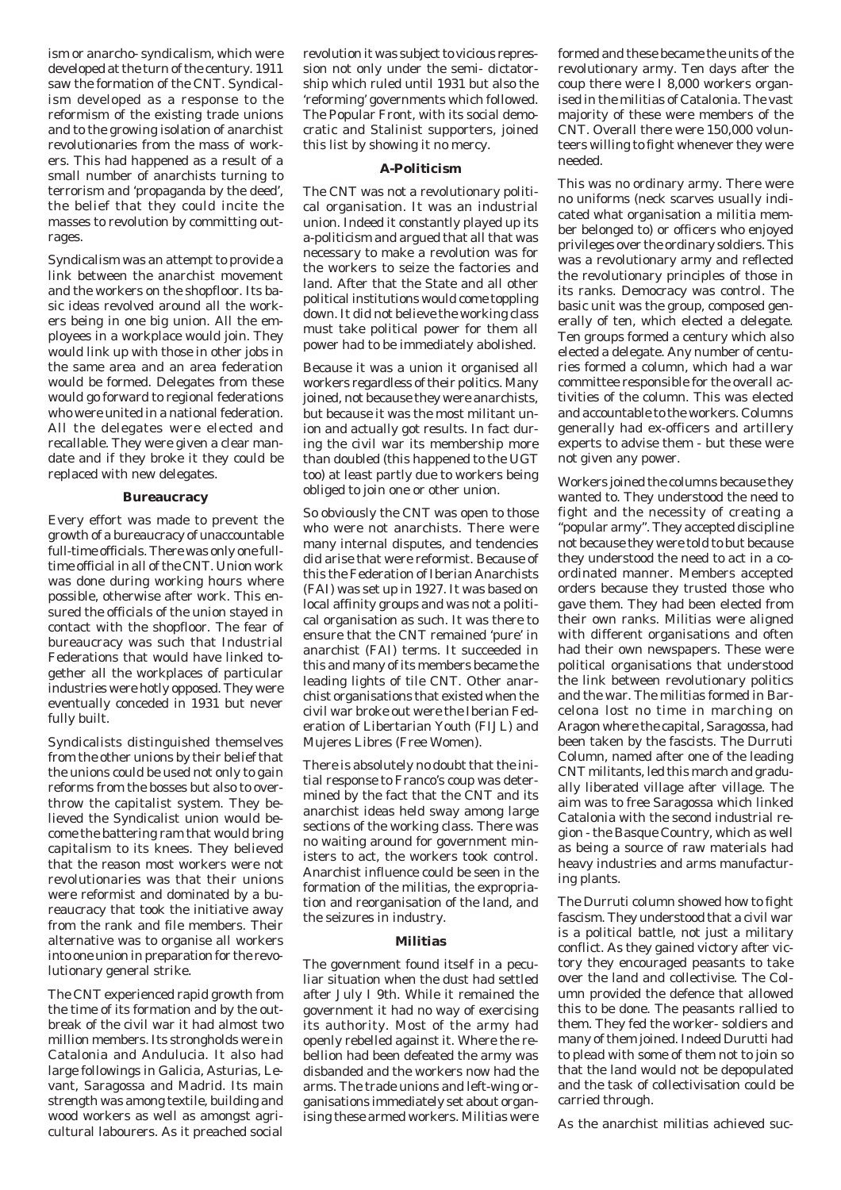ism or anarcho- syndicalism, which were developed at the turn of the century. 1911 saw the formation of the CNT. Syndicalism developed as a response to the reformism of the existing trade unions and to the growing isolation of anarchist revolutionaries from the mass of workers. This had happened as a result of a small number of anarchists turning to terrorism and 'propaganda by the deed', the belief that they could incite the masses to revolution by committing outrages.

Syndicalism was an attempt to provide a link between the anarchist movement and the workers on the shopfloor. Its basic ideas revolved around all the workers being in one big union. All the employees in a workplace would join. They would link up with those in other jobs in the same area and an area federation would be formed. Delegates from these would go forward to regional federations who were united in a national federation. All the delegates were elected and recallable. They were given a clear mandate and if they broke it they could be replaced with new delegates.

### Bureaucracy

Every effort was made to prevent the growth of a bureaucracy of unaccountable full-time officials. There was only one full-time official in all of the CNT. Union work was done during working hours where possible, otherwise after work. This ensured the officials of the union stayed in contact with the shopfloor. The fear of bureaucracy was such that Industrial Federations that would have linked together all the workplaces of particular industries were hotly opposed. They were eventually conceded in 1931 but never fully built.

Syndicalists distinguished themselves from the other unions by their belief that the unions could be used not only to gain reforms from the bosses but also to overthrow the capitalist system. They believed the Syndicalist union would become the battering ram that would bring capitalism to its knees. They believed that the reason most workers were not revolutionaries was that their unions were reformist and dominated by a bureaucracy that took the initiative away from the rank and file members. Their alternative was to organise all workers into one union in preparation for the revolutionary general strike.

The CNT experienced rapid growth from the time of its formation and by the outbreak of the civil war it had almost two million members. Its strongholds were in Catalonia and Andulucia. It also had large followings in Galicia, Asturias, Levant, Saragossa and Madrid. Its main strength was among textile, building and wood workers as well as amongst agricultural labourers. As it preached social revolution it was subject to vicious repression not only under the semi- dictatorship which ruled until 1931 but also the 'reforming' governments which followed. The Popular Front, with its social democratic and Stalinist supporters, joined this list by showing it no mercy.

### A-Politicism

The CNT was not a revolutionary political organisation. It was an industrial union. Indeed it constantly played up its a-politicism and argued that all that was necessary to make a revolution was for the workers to seize the factories and land. After that the State and all other political institutions would come toppling down. It did not believe the working class must take political power for them all power had to be immediately abolished.

Because it was a union it organised all workers regardless of their politics. Many joined, not because they were anarchists, but because it was the most militant union and actually got results. In fact during the civil war its membership more than doubled (this happened to the UGT too) at least partly due to workers being obliged to join one or other union.

So obviously the CNT was open to those who were not anarchists. There were many internal disputes, and tendencies did arise that were reformist. Because of this the Federation of Iberian Anarchists (FAI) was set up in 1927. It was based on local affinity groups and was not a political organisation as such. It was there to ensure that the CNT remained 'pure' in anarchist (FAI) terms. It succeeded in this and many of its members became the leading lights of tile CNT. Other anarchist organisations that existed when the civil war broke out were the Iberian Federation of Libertarian Youth (FIJL) and Mujeres Libres (Free Women).

There is absolutely no doubt that the initial response to Franco's coup was determined by the fact that the CNT and its anarchist ideas held sway among large sections of the working class. There was no waiting around for government ministers to act, the workers took control. Anarchist influence could be seen in the formation of the militias, the expropriation and reorganisation of the land, and the seizures in industry.

### Militias

The government found itself in a peculiar situation when the dust had settled after July I 9th. While it remained the government it had no way of exercising its authority. Most of the army had openly rebelled against it. Where the rebellion had been defeated the army was disbanded and the workers now had the arms. The trade unions and left-wing organisations immediately set about organising these armed workers. Militias were formed and these became the units of the revolutionary army. Ten days after the coup there were I 8,000 workers organised in the militias of Catalonia. The vast majority of these were members of the CNT. Overall there were 150,000 volunteers willing to fight whenever they were needed.

This was no ordinary army. There were no uniforms (neck scarves usually indicated what organisation a militia member belonged to) or officers who enjoyed privileges over the ordinary soldiers. This was a revolutionary army and reflected the revolutionary principles of those in its ranks. Democracy was control. The basic unit was the group, composed generally of ten, which elected a delegate. Ten groups formed a century which also elected a delegate. Any number of centuries formed a column, which had a war committee responsible for the overall activities of the column. This was elected and accountable to the workers. Columns generally had ex-officers and artillery experts to advise them - but these were not given any power.

Workers joined the columns because they wanted to. They understood the need to fight and the necessity of creating a "popular army". They accepted discipline not because they were told to but because they understood the need to act in a coordinated manner. Members accepted orders because they trusted those who gave them. They had been elected from their own ranks. Militias were aligned with different organisations and often had their own newspapers. These were political organisations that understood the link between revolutionary politics and the war. The militias formed in Barcelona lost no time in marching on Aragon where the capital, Saragossa, had been taken by the fascists. The Durruti Column, named after one of the leading CNT militants, led this march and gradually liberated village after village. The aim was to free Saragossa which linked Catalonia with the second industrial region - the Basque Country, which as well as being a source of raw materials had heavy industries and arms manufacturing plants.

The Durruti column showed how to fight fascism. They understood that a civil war is a political battle, not just a military conflict. As they gained victory after victory they encouraged peasants to take over the land and collectivise. The Column provided the defence that allowed this to be done. The peasants rallied to them. They fed the worker- soldiers and many of them joined. Indeed Durutti had to plead with some of them not to join so that the land would not be depopulated and the task of collectivisation could be carried through.

As the anarchist militias achieved suc-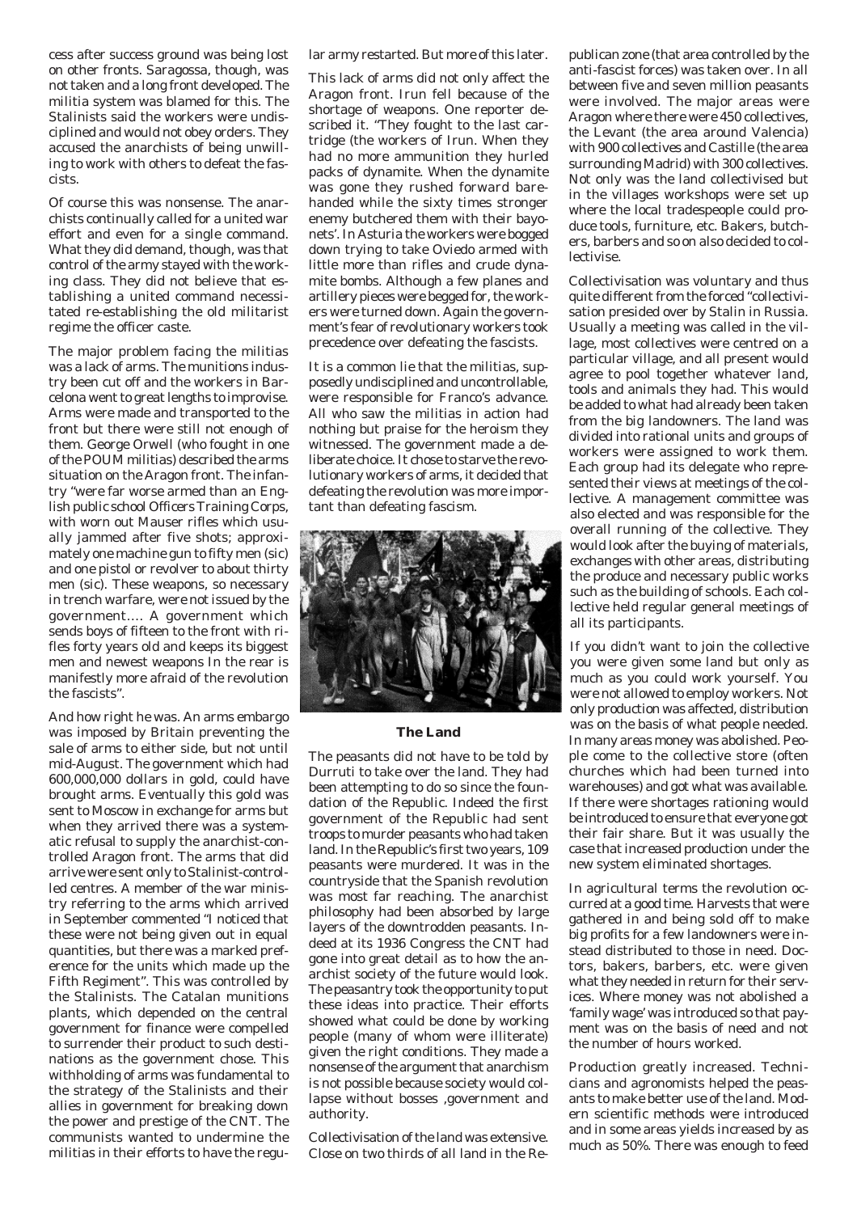cess after success ground was being lost on other fronts. Saragossa, though, was not taken and a long front developed. The militia system was blamed for this. The Stalinists said the workers were undisciplined and would not obey orders. They accused the anarchists of being unwilling to work with others to defeat the fascists.

Of course this was nonsense. The anarchists continually called for a united war effort and even for a single command. What they did demand, though, was that control of the army stayed with the working class. They did not believe that establishing a united command necessitated re-establishing the old militarist regime the officer caste.

The major problem facing the militias was a lack of arms. The munitions industry been cut off and the workers in Barcelona went to great lengths to improvise. Arms were made and transported to the front but there were still not enough of them. George Orwell (who fought in one of the POUM militias) described the arms situation on the Aragon front. The infantry "were far worse armed than an English public school Officers Training Corps, with worn out Mauser rifles which usually jammed after five shots; approximately one machine gun to fifty men (sic) and one pistol or revolver to about thirty men (sic). These weapons, so necessary in trench warfare, were not issued by the government…. A government which sends boys of fifteen to the front with rifles forty years old and keeps its biggest men and newest weapons In the rear is manifestly more afraid of the revolution the fascists".

And how right he was. An arms embargo was imposed by Britain preventing the sale of arms to either side, but not until mid-August. The government which had 600,000,000 dollars in gold, could have brought arms. Eventually this gold was sent to Moscow in exchange for arms but when they arrived there was a systematic refusal to supply the anarchist-controlled Aragon front. The arms that did arrive were sent only to Stalinist-controlled centres. A member of the war ministry referring to the arms which arrived in September commented "I noticed that these were not being given out in equal quantities, but there was a marked preference for the units which made up the Fifth Regiment". This was controlled by the Stalinists. The Catalan munitions plants, which depended on the central government for finance were compelled to surrender their product to such destinations as the government chose. This withholding of arms was fundamental to the strategy of the Stalinists and their allies in government for breaking down the power and prestige of the CNT. The communists wanted to undermine the militias in their efforts to have the regular army restarted. But more of this later.

This lack of arms did not only affect the Aragon front. Irun fell because of the shortage of weapons. One reporter described it. "They fought to the last cartridge (the workers of Irun. When they had no more ammunition they hurled packs of dynamite. When the dynamite was gone they rushed forward barehanded while the sixty times stronger enemy butchered them with their bayonets'. In Asturia the workers were bogged down trying to take Oviedo armed with little more than rifles and crude dynamite bombs. Although a few planes and artillery pieces were begged for, the workers were turned down. Again the government's fear of revolutionary workers took precedence over defeating the fascists.

It is a common lie that the militias, supposedly undisciplined and uncontrollable, were responsible for Franco's advance. All who saw the militias in action had nothing but praise for the heroism they witnessed. The government made a deliberate choice. It chose to starve the revolutionary workers of arms, it decided that defeating the revolution was more important than defeating fascism.

## The Land

The peasants did not have to be told by Durruti to take over the land. They had been attempting to do so since the foundation of the Republic. Indeed the first government of the Republic had sent troops to murder peasants who had taken land. In the Republic's first two years, 109 peasants were murdered. It was in the countryside that the Spanish revolution was most far reaching. The anarchist philosophy had been absorbed by large layers of the downtrodden peasants. Indeed at its 1936 Congress the CNT had gone into great detail as to how the anarchist society of the future would look. The peasantry took the opportunity to put these ideas into practice. Their efforts showed what could be done by working people (many of whom were illiterate) given the right conditions. They made a nonsense of the argument that anarchism is not possible because society would collapse without bosses ,government and authority.

Collectivisation of the land was extensive. Close on two thirds of all land in the Republican zone (that area controlled by the anti-fascist forces) was taken over. In all between five and seven million peasants were involved. The major areas were Aragon where there were 450 collectives, the Levant (the area around Valencia) with 900 collectives and Castille (the area surrounding Madrid) with 300 collectives. Not only was the land collectivised but in the villages workshops were set up where the local tradespeople could produce tools, furniture, etc. Bakers, butchers, barbers and so on also decided to collectivise.

Collectivisation was voluntary and thus quite different from the forced "collectivisation presided over by Stalin in Russia. Usually a meeting was called in the village, most collectives were centred on a particular village, and all present would agree to pool together whatever land, tools and animals they had. This would be added to what had already been taken from the big landowners. The land was divided into rational units and groups of workers were assigned to work them. Each group had its delegate who represented their views at meetings of the collective. A management committee was also elected and was responsible for the overall running of the collective. They would look after the buying of materials, exchanges with other areas, distributing the produce and necessary public works such as the building of schools. Each collective held regular general meetings of all its participants.

If you didn't want to join the collective you were given some land but only as much as you could work yourself. You were not allowed to employ workers. Not only production was affected, distribution was on the basis of what people needed. In many areas money was abolished. People come to the collective store (often churches which had been turned into warehouses) and got what was available. If there were shortages rationing would be introduced to ensure that everyone got their fair share. But it was usually the case that increased production under the new system eliminated shortages.

In agricultural terms the revolution occurred at a good time. Harvests that were gathered in and being sold off to make big profits for a few landowners were instead distributed to those in need. Doctors, bakers, barbers, etc. were given what they needed in return for their services. Where money was not abolished a 'family wage' was introduced so that payment was on the basis of need and not the number of hours worked.

Production greatly increased. Technicians and agronomists helped the peasants to make better use of the land. Modern scientific methods were introduced and in some areas yields increased by as much as 50%. There was enough to feed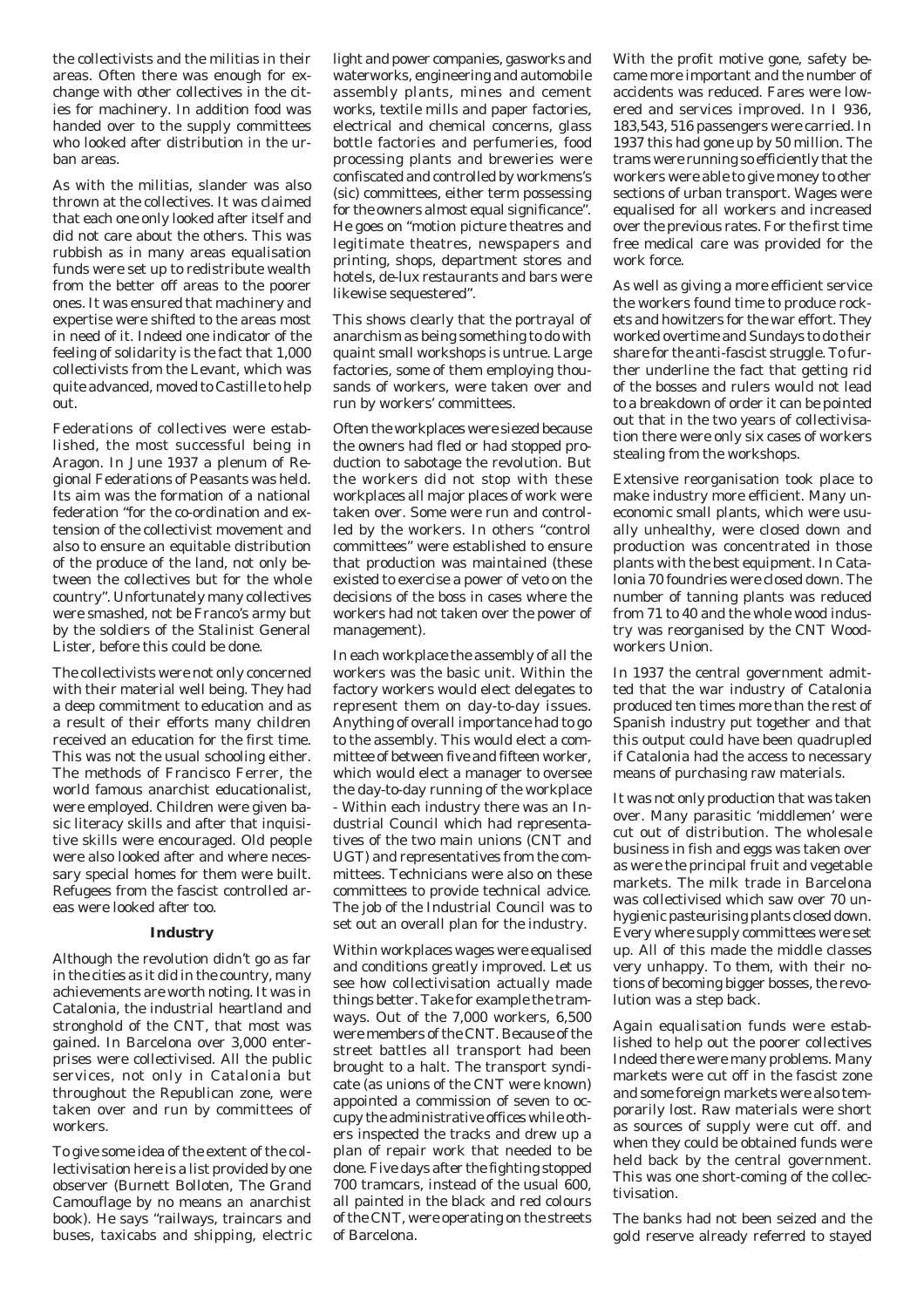the collectivists and the militias in their areas. Often there was enough for exchange with other collectives in the cities for machinery. In addition food was handed over to the supply committees who looked after distribution in the urban areas.

As with the militias, slander was also thrown at the collectives. It was claimed that each one only looked after itself and did not care about the others. This was rubbish as in many areas equalisation funds were set up to redistribute wealth from the better off areas to the poorer ones. It was ensured that machinery and expertise were shifted to the areas most in need of it. Indeed one indicator of the feeling of solidarity is the fact that 1,000 collectivists from the Levant, which was quite advanced, moved to Castille to help out.

Federations of collectives were established, the most successful being in Aragon. In June 1937 a plenum of Regional Federations of Peasants was held. Its aim was the formation of a national federation "for the co-ordination and extension of the collectivist movement and also to ensure an equitable distribution of the produce of the land, not only between the collectives but for the whole country". Unfortunately many collectives were smashed, not be Franco's army but by the soldiers of the Stalinist General Lister, before this could be done.

The collectivists were not only concerned with their material well being. They had a deep commitment to education and as a result of their efforts many children received an education for the first time. This was not the usual schooling either. The methods of Francisco Ferrer, the world famous anarchist educationalist, were employed. Children were given basic literacy skills and after that inquisitive skills were encouraged. Old people were also looked after and where necessary special homes for them were built. Refugees from the fascist controlled areas were looked after too.

### Industry

Although the revolution didn't go as far in the cities as it did in the country, many achievements are worth noting. It was in Catalonia, the industrial heartland and stronghold of the CNT, that most was gained. In Barcelona over 3,000 enterprises were collectivised. All the public services, not only in Catalonia but throughout the Republican zone, were taken over and run by committees of workers.

To give some idea of the extent of the collectivisation here is a list provided by one observer (Burnett Bolloten, The Grand Camouflage by no means an anarchist book). He says "railways, traincars and buses, taxicabs and shipping, electric light and power companies, gasworks and waterworks, engineering and automobile assembly plants, mines and cement works, textile mills and paper factories, electrical and chemical concerns, glass bottle factories and perfumeries, food processing plants and breweries were confiscated and controlled by workmens's (sic) committees, either term possessing for the owners almost equal significance". He goes on "motion picture theatres and legitimate theatres, newspapers and printing, shops, department stores and hotels, de-lux restaurants and bars were likewise sequestered".

This shows clearly that the portrayal of anarchism as being something to do with quaint small workshops is untrue. Large factories, some of them employing thousands of workers, were taken over and run by workers' committees.

Often the workplaces were siezed because the owners had fled or had stopped production to sabotage the revolution. But the workers did not stop with these workplaces all major places of work were taken over. Some were run and controlled by the workers. In others "control committees" were established to ensure that production was maintained (these existed to exercise a power of veto on the decisions of the boss in cases where the workers had not taken over the power of management).

In each workplace the assembly of all the workers was the basic unit. Within the factory workers would elect delegates to represent them on day-to-day issues. Anything of overall importance had to go to the assembly. This would elect a committee of between five and fifteen worker, which would elect a manager to oversee the day-to-day running of the workplace - Within each industry there was an Industrial Council which had representatives of the two main unions (CNT and UGT) and representatives from the committees. Technicians were also on these committees to provide technical advice. The job of the Industrial Council was to set out an overall plan for the industry.

Within workplaces wages were equalised and conditions greatly improved. Let us see how collectivisation actually made things better. Take for example the tramways. Out of the 7,000 workers, 6,500 were members of the CNT. Because of the street battles all transport had been brought to a halt. The transport syndicate (as unions of the CNT were known) appointed a commission of seven to occupy the administrative offices while others inspected the tracks and drew up a plan of repair work that needed to be done. Five days after the fighting stopped 700 tramcars, instead of the usual 600, all painted in the black and red colours of the CNT, were operating on the streets of Barcelona.

With the profit motive gone, safety became more important and the number of accidents was reduced. Fares were lowered and services improved. In I 936, 183,543, 516 passengers were carried. In 1937 this had gone up by 50 million. The trams were running so efficiently that the workers were able to give money to other sections of urban transport. Wages were equalised for all workers and increased over the previous rates. For the first time free medical care was provided for the work force.

As well as giving a more efficient service the workers found time to produce rockets and howitzers for the war effort. They worked overtime and Sundays to do their share for the anti-fascist struggle. To further underline the fact that getting rid of the bosses and rulers would not lead to a breakdown of order it can be pointed out that in the two years of collectivisation there were only six cases of workers stealing from the workshops.

Extensive reorganisation took place to make industry more efficient. Many uneconomic small plants, which were usually unhealthy, were closed down and production was concentrated in those plants with the best equipment. In Catalonia 70 foundries were closed down. The number of tanning plants was reduced from 71 to 40 and the whole wood industry was reorganised by the CNT Woodworkers Union.

In 1937 the central government admitted that the war industry of Catalonia produced ten times more than the rest of Spanish industry put together and that this output could have been quadrupled if Catalonia had the access to necessary means of purchasing raw materials.

It was not only production that was taken over. Many parasitic 'middlemen' were cut out of distribution. The wholesale business in fish and eggs was taken over as were the principal fruit and vegetable markets. The milk trade in Barcelona was collectivised which saw over 70 unhygienic pasteurising plants closed down. Every where supply committees were set up. All of this made the middle classes very unhappy. To them, with their notions of becoming bigger bosses, the revolution was a step back.

Again equalisation funds were established to help out the poorer collectives Indeed there were many problems. Many markets were cut off in the fascist zone and some foreign markets were also temporarily lost. Raw materials were short as sources of supply were cut off. and when they could be obtained funds were held back by the central government. This was one short-coming of the collectivisation.

The banks had not been seized and the gold reserve already referred to stayed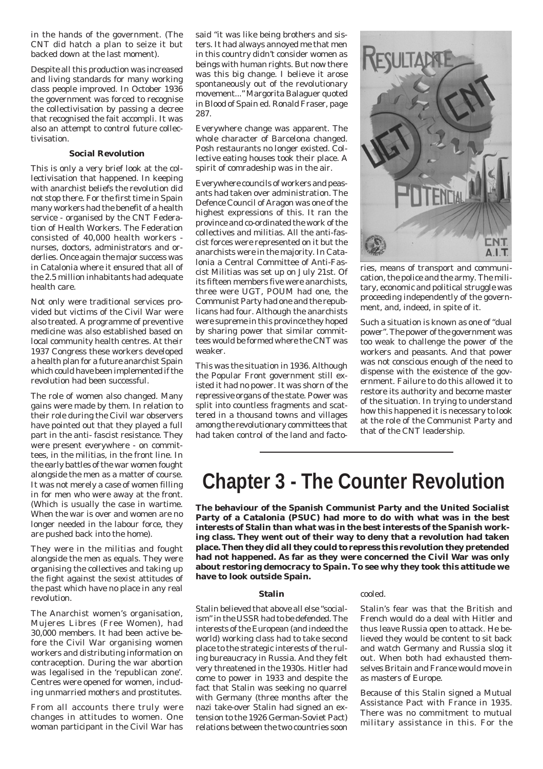in the hands of the government. (The CNT did hatch a plan to seize it but backed down at the last moment).

Despite all this production was increased and living standards for many working class people improved. In October 1936 the government was forced to recognise the collectivisation by passing a decree that recognised the fait accompli. It was also an attempt to control future collectivisation.

### Social Revolution

This is only a very brief look at the collectivisation that happened. In keeping with anarchist beliefs the revolution did not stop there. For the first time in Spain many workers had the benefit of a health service - organised by the CNT Federation of Health Workers. The Federation consisted of 40,000 health workers - nurses, doctors, administrators and orderlies. Once again the major success was in Catalonia where it ensured that all of the 2.5 million inhabitants had adequate health care.

Not only were traditional services provided but victims of the Civil War were also treated. A programme of preventive medicine was also established based on local community health centres. At their 1937 Congress these workers developed a health plan for a future anarchist Spain which could have been implemented if the revolution had been successful.

The role of women also changed. Many gains were made by them. In relation to their role during the Civil war observers have pointed out that they played a full part in the anti- fascist resistance. They were present everywhere - on committees, in the militias, in the front line. In the early battles of the war women fought alongside the men as a matter of course. It was not merely a case of women filling in for men who were away at the front. (Which is usually the case in wartime. When the war is over and women are no longer needed in the labour force, they are pushed back into the home).

They were in the militias and fought alongside the men as equals. They were organising the collectives and taking up the fight against the sexist attitudes of the past which have no place in any real revolution.

The Anarchist women's organisation, Mujeres Libres (Free Women), had 30,000 members. It had been active before the Civil War organising women workers and distributing information on contraception. During the war abortion was legalised in the 'republican zone'. Centres were opened for women, including unmarried mothers and prostitutes.

From all accounts there truly were changes in attitudes to women. One woman participant in the Civil War has said "it was like being brothers and sisters. It had always annoyed me that men in this country didn't consider women as beings with human rights. But now there was this big change. I believe it arose spontaneously out of the revolutionary movement..." Margorita Balaguer quoted in Blood of Spain ed. Ronald Fraser, page 287.

Everywhere change was apparent. The whole character of Barcelona changed. Posh restaurants no longer existed. Collective eating houses took their place. A spirit of comradeship was in the air.

Everywhere councils of workers and peasants had taken over administration. The Defence Council of Aragon was one of the highest expressions of this. It ran the province and co-ordinated the work of the collectives and militias. All the anti-fascist forces were represented on it but the anarchists were in the majority. In Catalonia a Central Committee of Anti-Fascist Militias was set up on July 21st. Of its fifteen members five were anarchists, three were UGT, POUM had one, the Communist Party had one and the republicans had four. Although the anarchists were supreme in this province they hoped by sharing power that similar committees would be formed where the CNT was weaker.

This was the situation in 1936. Although the Popular Front government still existed it had no power. It was shorn of the repressive organs of the state. Power was split into countless fragments and scattered in a thousand towns and villages among the revolutionary committees that had taken control of the land and factories, means of transport and communication, the police and the army. The military, economic and political struggle was proceeding independently of the government, and, indeed, in spite of it.

Such a situation is known as one of "dual power". The power of the government was too weak to challenge the power of the workers and peasants. And that power was not conscious enough of the need to dispense with the existence of the government. Failure to do this allowed it to restore its authority and become master of the situation. In trying to understand how this happened it is necessary to look at the role of the Communist Party and that of the CNT leadership.

# Chapter 3 - The Counter Revolution

**The behaviour of the Spanish Communist Party and the United Socialist Party of a Catalonia (PSUC) had more to do with what was in the best interests of Stalin than what was in the best interests of the Spanish working class. They went out of their way to deny that a revolution had taken place. Then they did all they could to repress this revolution they pretended had not happened. As far as they were concerned the Civil War was only about restoring democracy to Spain. To see why they took this attitude we have to look outside Spain.**

### Stalin

Stalin believed that above all else "socialism" in the USSR had to be defended. The interests of the European (and indeed the world) working class had to take second place to the strategic interests of the ruling bureaucracy in Russia. And they felt very threatened in the 1930s. Hitler had come to power in 1933 and despite the fact that Stalin was seeking no quarrel with Germany (three months after the nazi take-over Stalin had signed an extension to the 1926 German-Soviet Pact) relations between the two countries soon cooled.

Stalin's fear was that the British and French would do a deal with Hitler and thus leave Russia open to attack. He believed they would be content to sit back and watch Germany and Russia slog it out. When both had exhausted themselves Britain and France would move in as masters of Europe.

Because of this Stalin signed a Mutual Assistance Pact with France in 1935. There was no commitment to mutual military assistance in this. For the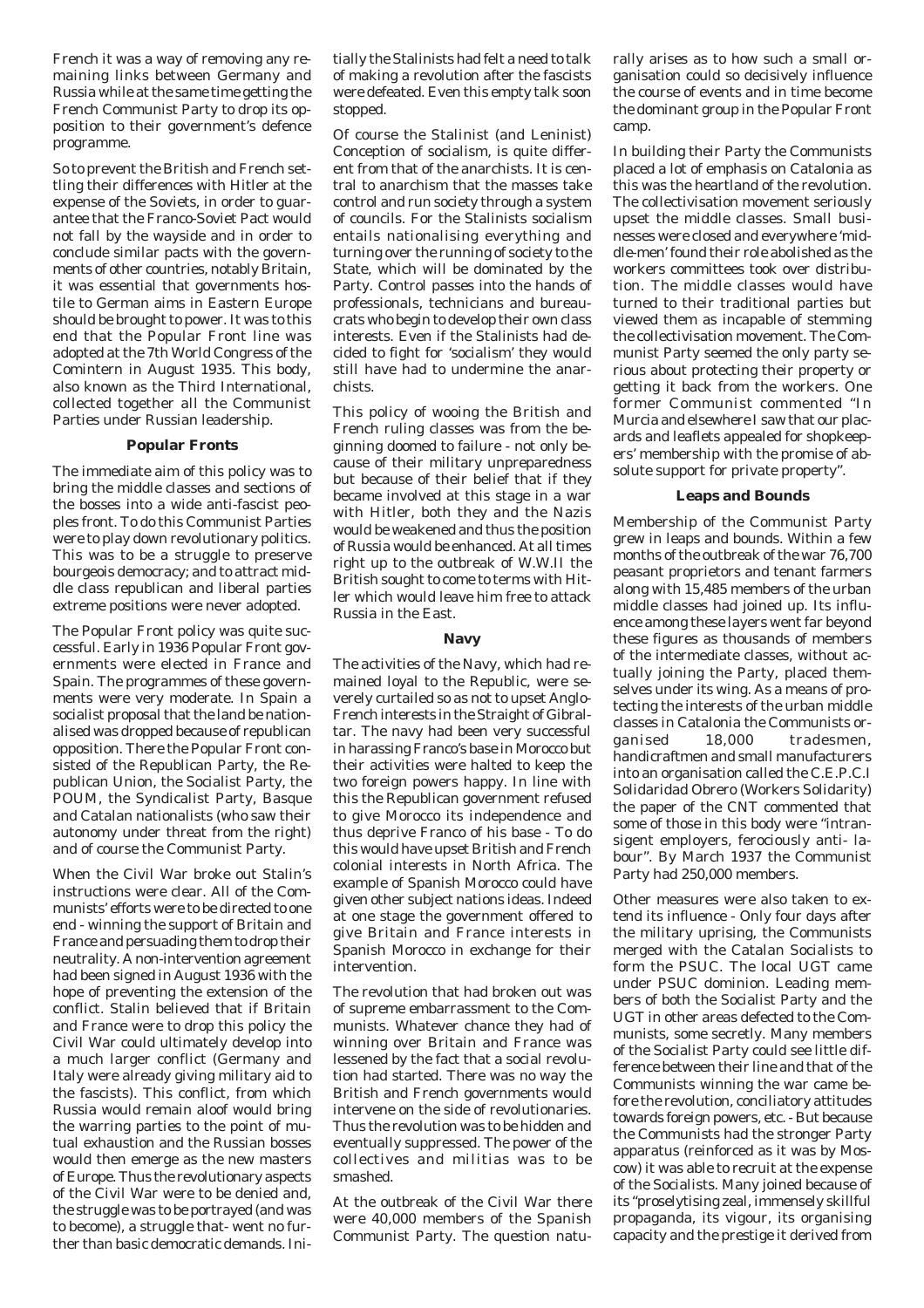French it was a way of removing any remaining links between Germany and Russia while at the same time getting the French Communist Party to drop its opposition to their government's defence programme.

So to prevent the British and French settling their differences with Hitler at the expense of the Soviets, in order to guarantee that the Franco-Soviet Pact would not fall by the wayside and in order to conclude similar pacts with the governments of other countries, notably Britain, it was essential that governments hostile to German aims in Eastern Europe should be brought to power. It was to this end that the Popular Front line was adopted at the 7th World Congress of the Comintern in August 1935. This body, also known as the Third International, collected together all the Communist Parties under Russian leadership.

### Popular Fronts

The immediate aim of this policy was to bring the middle classes and sections of the bosses into a wide anti-fascist peoples front. To do this Communist Parties were to play down revolutionary politics. This was to be a struggle to preserve bourgeois democracy; and to attract middle class republican and liberal parties extreme positions were never adopted.

The Popular Front policy was quite successful. Early in 1936 Popular Front governments were elected in France and Spain. The programmes of these governments were very moderate. In Spain a socialist proposal that the land be nationalised was dropped because of republican opposition. There the Popular Front consisted of the Republican Party, the Republican Union, the Socialist Party, the POUM, the Syndicalist Party, Basque and Catalan nationalists (who saw their autonomy under threat from the right) and of course the Communist Party.

When the Civil War broke out Stalin's instructions were clear. All of the Communists' efforts were to be directed to one end - winning the support of Britain and France and persuading them to drop their neutrality. A non-intervention agreement had been signed in August 1936 with the hope of preventing the extension of the conflict. Stalin believed that if Britain and France were to drop this policy the Civil War could ultimately develop into a much larger conflict (Germany and Italy were already giving military aid to the fascists). This conflict, from which Russia would remain aloof would bring the warring parties to the point of mutual exhaustion and the Russian bosses would then emerge as the new masters of Europe. Thus the revolutionary aspects of the Civil War were to be denied and, the struggle was to be portrayed (and was to become), a struggle that- went no further than basic democratic demands. Initially the Stalinists had felt a need to talk of making a revolution after the fascists were defeated. Even this empty talk soon stopped.

Of course the Stalinist (and Leninist) Conception of socialism, is quite different from that of the anarchists. It is central to anarchism that the masses take control and run society through a system of councils. For the Stalinists socialism entails nationalising everything and turning over the running of society to the State, which will be dominated by the Party. Control passes into the hands of professionals, technicians and bureaucrats who begin to develop their own class interests. Even if the Stalinists had decided to fight for 'socialism' they would still have had to undermine the anarchists.

This policy of wooing the British and French ruling classes was from the beginning doomed to failure - not only because of their military unpreparedness but because of their belief that if they became involved at this stage in a war with Hitler, both they and the Nazis would be weakened and thus the position of Russia would be enhanced. At all times right up to the outbreak of W.W.II the British sought to come to terms with Hitler which would leave him free to attack Russia in the East.

### Navy

The activities of the Navy, which had remained loyal to the Republic, were severely curtailed so as not to upset Anglo-French interests in the Straight of Gibraltar. The navy had been very successful in harassing Franco's base in Morocco but their activities were halted to keep the two foreign powers happy. In line with this the Republican government refused to give Morocco its independence and thus deprive Franco of his base - To do this would have upset British and French colonial interests in North Africa. The example of Spanish Morocco could have given other subject nations ideas. Indeed at one stage the government offered to give Britain and France interests in Spanish Morocco in exchange for their intervention.

The revolution that had broken out was of supreme embarrassment to the Communists. Whatever chance they had of winning over Britain and France was lessened by the fact that a social revolution had started. There was no way the British and French governments would intervene on the side of revolutionaries. Thus the revolution was to be hidden and eventually suppressed. The power of the collectives and militias was to be smashed.

At the outbreak of the Civil War there were 40,000 members of the Spanish Communist Party. The question naturally arises as to how such a small organisation could so decisively influence the course of events and in time become the dominant group in the Popular Front camp.

In building their Party the Communists placed a lot of emphasis on Catalonia as this was the heartland of the revolution. The collectivisation movement seriously upset the middle classes. Small businesses were closed and everywhere 'middle-men' found their role abolished as the workers committees took over distribution. The middle classes would have turned to their traditional parties but viewed them as incapable of stemming the collectivisation movement. The Communist Party seemed the only party serious about protecting their property or getting it back from the workers. One former Communist commented "In Murcia and elsewhere I saw that our placards and leaflets appealed for shopkeepers' membership with the promise of absolute support for private property".

### Leaps and Bounds

Membership of the Communist Party grew in leaps and bounds. Within a few months of the outbreak of the war 76,700 peasant proprietors and tenant farmers along with 15,485 members of the urban middle classes had joined up. Its influence among these layers went far beyond these figures as thousands of members of the intermediate classes, without actually joining the Party, placed themselves under its wing. As a means of protecting the interests of the urban middle classes in Catalonia the Communists organised 18,000 tradesmen, handicraftmen and small manufacturers into an organisation called the C.E.P.C.I Solidaridad Obrero (Workers Solidarity) the paper of the CNT commented that some of those in this body were "intransigent employers, ferociously anti- labour". By March 1937 the Communist Party had 250,000 members.

Other measures were also taken to extend its influence - Only four days after the military uprising, the Communists merged with the Catalan Socialists to form the PSUC. The local UGT came under PSUC dominion. Leading members of both the Socialist Party and the UGT in other areas defected to the Communists, some secretly. Many members of the Socialist Party could see little difference between their line and that of the Communists winning the war came before the revolution, conciliatory attitudes towards foreign powers, etc. - But because the Communists had the stronger Party apparatus (reinforced as it was by Moscow) it was able to recruit at the expense of the Socialists. Many joined because of its "proselytising zeal, immensely skillful propaganda, its vigour, its organising capacity and the prestige it derived from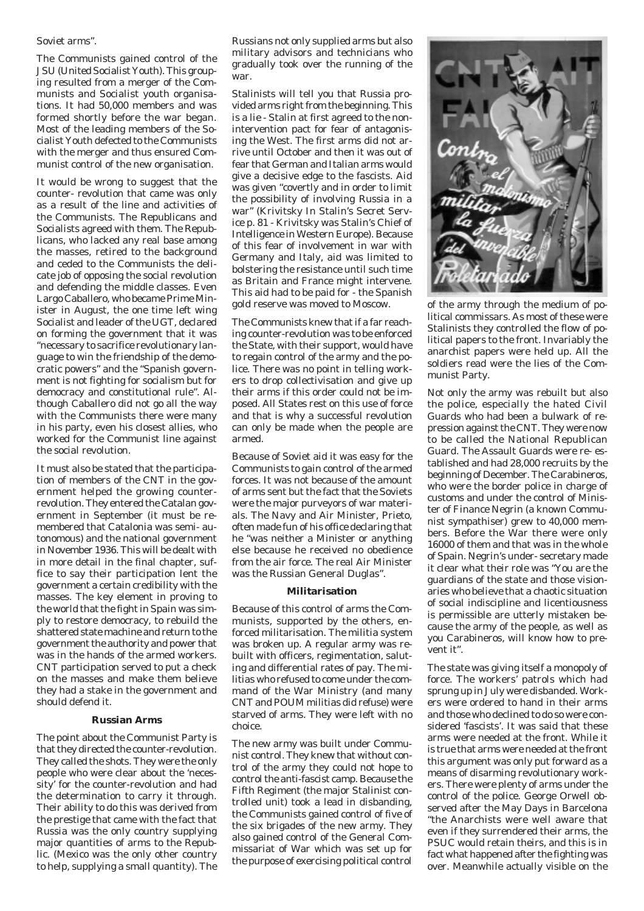Soviet arms".

The Communists gained control of the JSU (United Socialist Youth). This grouping resulted from a merger of the Communists and Socialist youth organisations. It had 50,000 members and was formed shortly before the war began. Most of the leading members of the Socialist Youth defected to the Communists with the merger and thus ensured Communist control of the new organisation.

It would be wrong to suggest that the counter- revolution that came was only as a result of the line and activities of the Communists. The Republicans and Socialists agreed with them. The Republicans, who lacked any real base among the masses, retired to the background and ceded to the Communists the delicate job of opposing the social revolution and defending the middle classes. Even Largo Caballero, who became Prime Minister in August, the one time left wing Socialist and leader of the UGT, declared on forming the government that it was "necessary to sacrifice revolutionary language to win the friendship of the democratic powers" and the "Spanish government is not fighting for socialism but for democracy and constitutional rule". Although Caballero did not go all the way with the Communists there were many in his party, even his closest allies, who worked for the Communist line against the social revolution.

It must also be stated that the participation of members of the CNT in the government helped the growing counter-revolution. They entered the Catalan government in September (it must be remembered that Catalonia was semi- autonomous) and the national government in November 1936. This will be dealt with in more detail in the final chapter, suffice to say their participation lent the government a certain credibility with the masses. The key element in proving to the world that the fight in Spain was simply to restore democracy, to rebuild the shattered state machine and return to the government the authority and power that was in the hands of the armed workers. CNT participation served to put a check on the masses and make them believe they had a stake in the government and should defend it.

### Russian Arms

The point about the Communist Party is that they directed the counter-revolution. They called the shots. They were the only people who were clear about the 'necessity' for the counter-revolution and had the determination to carry it through. Their ability to do this was derived from the prestige that came with the fact that Russia was the only country supplying major quantities of arms to the Republic. (Mexico was the only other country to help, supplying a small quantity). The Russians not only supplied arms but also military advisors and technicians who gradually took over the running of the war.

Stalinists will tell you that Russia provided arms right from the beginning. This is a lie - Stalin at first agreed to the non-intervention pact for fear of antagonising the West. The first arms did not arrive until October and then it was out of fear that German and Italian arms would give a decisive edge to the fascists. Aid was given "covertly and in order to limit the possibility of involving Russia in a war" (Krivitsky In Stalin's Secret Service p. 81 - Krivitsky was Stalin's Chief of Intelligence in Western Europe). Because of this fear of involvement in war with Germany and Italy, aid was limited to bolstering the resistance until such time as Britain and France might intervene. This aid had to be paid for - the Spanish gold reserve was moved to Moscow.

The Communists knew that if a far reaching counter-revolution was to be enforced the State, with their support, would have to regain control of the army and the police. There was no point in telling workers to drop collectivisation and give up their arms if this order could not be imposed. All States rest on this use of force and that is why a successful revolution can only be made when the people are armed.

Because of Soviet aid it was easy for the Communists to gain control of the armed forces. It was not because of the amount of arms sent but the fact that the Soviets were the major purveyors of war materials. The Navy and Air Minister, Prieto, often made fun of his office declaring that he "was neither a Minister or anything else because he received no obedience from the air force. The real Air Minister was the Russian General Duglas".

### Militarisation

Because of this control of arms the Communists, supported by the others, enforced militarisation. The militia system was broken up. A regular army was rebuilt with officers, regimentation, saluting and differential rates of pay. The militias who refused to come under the command of the War Ministry (and many CNT and POUM militias did refuse) were starved of arms. They were left with no choice.

The new army was built under Communist control. They knew that without control of the army they could not hope to control the anti-fascist camp. Because the Fifth Regiment (the major Stalinist controlled unit) took a lead in disbanding, the Communists gained control of five of the six brigades of the new army. They also gained control of the General Commissariat of War which was set up for the purpose of exercising political control of the army through the medium of political commissars. As most of these were Stalinists they controlled the flow of political papers to the front. Invariably the anarchist papers were held up. All the soldiers read were the lies of the Communist Party.

Not only the army was rebuilt but also the police, especially the hated Civil Guards who had been a bulwark of repression against the CNT. They were now to be called the National Republican Guard. The Assault Guards were re- established and had 28,000 recruits by the beginning of December. The Carabineros, who were the border police in charge of customs and under the control of Minister of Finance Negrin (a known Communist sympathiser) grew to 40,000 members. Before the War there were only 16000 of them and that was in the whole of Spain. Negrin's under- secretary made it clear what their role was "You are the guardians of the state and those visionaries who believe that a chaotic situation of social indiscipline and licentiousness is permissible are utterly mistaken because the army of the people, as well as you Carabineros, will know how to prevent it".

The state was giving itself a monopoly of force. The workers' patrols which had sprung up in July were disbanded. Workers were ordered to hand in their arms and those who declined to do so were considered 'fascists'. It was said that these arms were needed at the front. While it is true that arms were needed at the front this argument was only put forward as a means of disarming revolutionary workers. There were plenty of arms under the control of the police. George Orwell observed after the May Days in Barcelona "the Anarchists were well aware that even if they surrendered their arms, the PSUC would retain theirs, and this is in fact what happened after the fighting was over. Meanwhile actually visible on the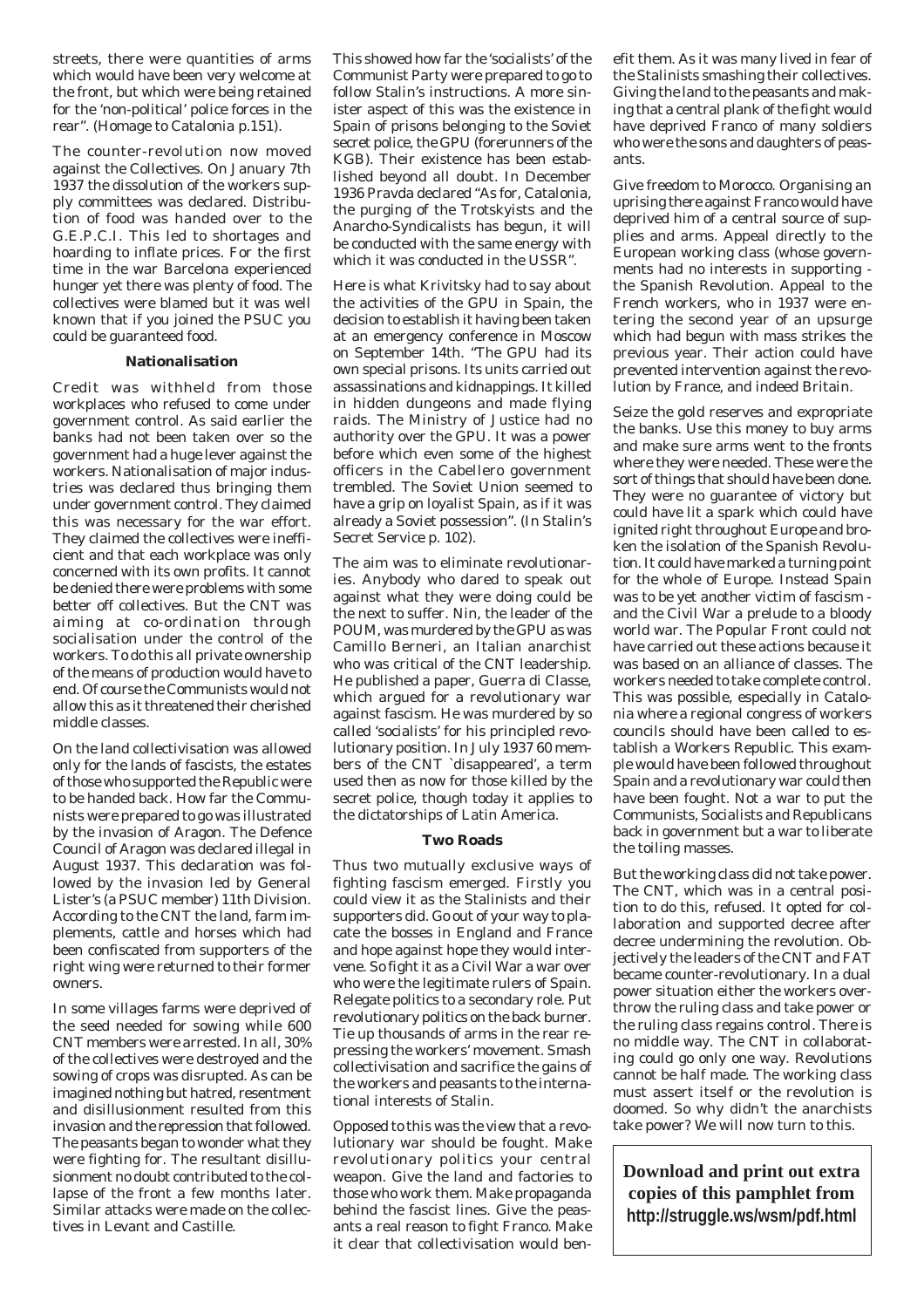streets, there were quantities of arms which would have been very welcome at the front, but which were being retained for the 'non-political' police forces in the rear". (Homage to Catalonia p.151).

The counter-revolution now moved against the Collectives. On January 7th 1937 the dissolution of the workers supply committees was declared. Distribution of food was handed over to the G.E.P.C.I. This led to shortages and hoarding to inflate prices. For the first time in the war Barcelona experienced hunger yet there was plenty of food. The collectives were blamed but it was well known that if you joined the PSUC you could be guaranteed food.

### Nationalisation

Credit was withheld from those workplaces who refused to come under government control. As said earlier the banks had not been taken over so the government had a huge lever against the workers. Nationalisation of major industries was declared thus bringing them under government control. They claimed this was necessary for the war effort. They claimed the collectives were inefficient and that each workplace was only concerned with its own profits. It cannot be denied there were problems with some better off collectives. But the CNT was aiming at co-ordination through socialisation under the control of the workers. To do this all private ownership of the means of production would have to end. Of course the Communists would not allow this as it threatened their cherished middle classes.

On the land collectivisation was allowed only for the lands of fascists, the estates of those who supported the Republic were to be handed back. How far the Communists were prepared to go was illustrated by the invasion of Aragon. The Defence Council of Aragon was declared illegal in August 1937. This declaration was followed by the invasion led by General Lister's (a PSUC member) 11th Division. According to the CNT the land, farm implements, cattle and horses which had been confiscated from supporters of the right wing were returned to their former owners.

In some villages farms were deprived of the seed needed for sowing while 600 CNT members were arrested. In all, 30% of the collectives were destroyed and the sowing of crops was disrupted. As can be imagined nothing but hatred, resentment and disillusionment resulted from this invasion and the repression that followed. The peasants began to wonder what they were fighting for. The resultant disillusionment no doubt contributed to the collapse of the front a few months later. Similar attacks were made on the collectives in Levant and Castille.

This showed how far the 'socialists' of the Communist Party were prepared to go to follow Stalin's instructions. A more sinister aspect of this was the existence in Spain of prisons belonging to the Soviet secret police, the GPU (forerunners of the KGB). Their existence has been established beyond all doubt. In December 1936 Pravda declared "As for, Catalonia, the purging of the Trotskyists and the Anarcho-Syndicalists has begun, it will be conducted with the same energy with which it was conducted in the USSR".

Here is what Krivitsky had to say about the activities of the GPU in Spain, the decision to establish it having been taken at an emergency conference in Moscow on September 14th. "The GPU had its own special prisons. Its units carried out assassinations and kidnappings. It killed in hidden dungeons and made flying raids. The Ministry of Justice had no authority over the GPU. It was a power before which even some of the highest officers in the Cabellero government trembled. The Soviet Union seemed to have a grip on loyalist Spain, as if it was already a Soviet possession". (In Stalin's Secret Service p. 102).

The aim was to eliminate revolutionaries. Anybody who dared to speak out against what they were doing could be the next to suffer. Nin, the leader of the POUM, was murdered by the GPU as was Camillo Berneri, an Italian anarchist who was critical of the CNT leadership. He published a paper, Guerra di Classe, which argued for a revolutionary war against fascism. He was murdered by so called 'socialists' for his principled revolutionary position. In July 1937 60 members of the CNT `disappeared', a term used then as now for those killed by the secret police, though today it applies to the dictatorships of Latin America.

### Two Roads

Thus two mutually exclusive ways of fighting fascism emerged. Firstly you could view it as the Stalinists and their supporters did. Go out of your way to placate the bosses in England and France and hope against hope they would intervene. So fight it as a Civil War a war over who were the legitimate rulers of Spain. Relegate politics to a secondary role. Put revolutionary politics on the back burner. Tie up thousands of arms in the rear repressing the workers' movement. Smash collectivisation and sacrifice the gains of the workers and peasants to the international interests of Stalin.

Opposed to this was the view that a revolutionary war should be fought. Make revolutionary politics your central weapon. Give the land and factories to those who work them. Make propaganda behind the fascist lines. Give the peasants a real reason to fight Franco. Make it clear that collectivisation would benefit them. As it was many lived in fear of the Stalinists smashing their collectives. Giving the land to the peasants and making that a central plank of the fight would have deprived Franco of many soldiers who were the sons and daughters of peasants.

Give freedom to Morocco. Organising an uprising there against Franco would have deprived him of a central source of supplies and arms. Appeal directly to the European working class (whose governments had no interests in supporting - the Spanish Revolution. Appeal to the French workers, who in 1937 were entering the second year of an upsurge which had begun with mass strikes the previous year. Their action could have prevented intervention against the revolution by France, and indeed Britain.

Seize the gold reserves and expropriate the banks. Use this money to buy arms and make sure arms went to the fronts where they were needed. These were the sort of things that should have been done. They were no guarantee of victory but could have lit a spark which could have ignited right throughout Europe and broken the isolation of the Spanish Revolution. It could have marked a turning point for the whole of Europe. Instead Spain was to be yet another victim of fascism - and the Civil War a prelude to a bloody world war. The Popular Front could not have carried out these actions because it was based on an alliance of classes. The workers needed to take complete control. This was possible, especially in Catalonia where a regional congress of workers councils should have been called to establish a Workers Republic. This example would have been followed throughout Spain and a revolutionary war could then have been fought. Not a war to put the Communists, Socialists and Republicans back in government but a war to liberate the toiling masses.

But the working class did not take power. The CNT, which was in a central position to do this, refused. It opted for collaboration and supported decree after decree undermining the revolution. Objectively the leaders of the CNT and FAT became counter-revolutionary. In a dual power situation either the workers overthrow the ruling class and take power or the ruling class regains control. There is no middle way. The CNT in collaborating could go only one way. Revolutions cannot be half made. The working class must assert itself or the revolution is doomed. So why didn't the anarchists take power? We will now turn to this.

**Download and print out extra copies of this pamphlet from http://struggle.ws/wsm/pdf.html**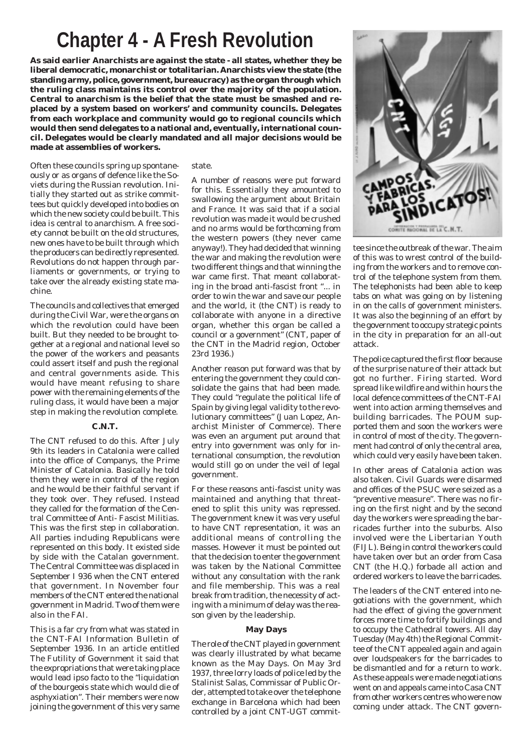# Chapter 4 - A Fresh Revolution

**As said earlier Anarchists are against the state - all states, whether they be liberal democratic, monarchist or totalitarian. Anarchists view the state (the standing army, police, government, bureaucracy) as the organ through which the ruling class maintains its control over the majority of the population. Central to anarchism is the belief that the state must be smashed and replaced by a system based on workers' and community councils. Delegates from each workplace and community would go to regional councils which would then send delegates to a national and, eventually, international council. Delegates would be clearly mandated and all major decisions would be made at assemblies of workers.**

Often these councils spring up spontaneously or as organs of defence like the Soviets during the Russian revolution. Initially they started out as strike committees but quickly developed into bodies on which the new society could be built. This idea is central to anarchism. A free society cannot be built on the old structures, new ones have to be built through which the producers can be directly represented. Revolutions do not happen through parliaments or governments, or trying to take over the already existing state machine.

The councils and collectives that emerged during the Civil War, were the organs on which the revolution could have been built. But they needed to be brought together at a regional and national level so the power of the workers and peasants could assert itself and push the regional and central governments aside. This would have meant refusing to share power with the remaining elements of the ruling class, it would have been a major step in making the revolution complete.

#### C.N.T.

The CNT refused to do this. After July 9th its leaders in Catalonia were called into the office of Companys, the Prime Minister of Catalonia. Basically he told them they were in control of the region and he would be their faithful servant if they took over. They refused. Instead they called for the formation of the Central Committee of Anti- Fascist Militias. This was the first step in collaboration. All parties including Republicans were represented on this body. It existed side by side with the Catalan government. The Central Committee was displaced in September I 936 when the CNT entered that government. In November four members of the CNT entered the national government in Madrid. Two of them were also in the FAI.

This is a far cry from what was stated in the CNT-FAI Information Bulletin of September 1936. In an article entitled The Futility of Government it said that the expropriations that were taking place would lead ipso facto to the "liquidation of the bourgeois state which would die of asphyxiation". Their members were now joining the government of this very same state.

A number of reasons were put forward for this. Essentially they amounted to swallowing the argument about Britain and France. It was said that if a social revolution was made it would be crushed and no arms would be forthcoming from the western powers (they never came anyway!). They had decided that winning the war and making the revolution were two different things and that winning the war came first. That meant collaborating in the broad anti-fascist front "... in order to win the war and save our people and the world, it (the CNT) is ready to collaborate with anyone in a directive organ, whether this organ be called a council or a government" (CNT, paper of the CNT in the Madrid region, October 23rd 1936.)

Another reason put forward was that by entering the government they could consolidate the gains that had been made. They could "regulate the political life of Spain by giving legal validity to the revolutionary committees" (Juan Lopez, Anarchist Minister of Commerce). There was even an argument put around that entry into government was only for international consumption, the revolution would still go on under the veil of legal government.

For these reasons anti-fascist unity was maintained and anything that threatened to split this unity was repressed. The government knew it was very useful to have CNT representation, it was an additional means of controlling the masses. However it must be pointed out that the decision to enter the government was taken by the National Committee without any consultation with the rank and file membership. This was a real break from tradition, the necessity of acting with a minimum of delay was the reason given by the leadership.

#### May Days

The role of the CNT played in government was clearly illustrated by what became known as the May Days. On May 3rd 1937, three lorry loads of police led by the Stalinist Salas, Commissar of Public Order, attempted to take over the telephone exchange in Barcelona which had been controlled by a joint CNT-UGT committee since the outbreak of the war. The aim of this was to wrest control of the building from the workers and to remove control of the telephone system from them. The telephonists had been able to keep tabs on what was going on by listening in on the calls of government ministers. It was also the beginning of an effort by the government to occupy strategic points in the city in preparation for an all-out attack.

The police captured the first floor because of the surprise nature of their attack but got no further. Firing started. Word spread like wildfire and within hours the local defence committees of the CNT-FAI went into action arming themselves and building barricades. The POUM supported them and soon the workers were in control of most of the city. The government had control of only the central area, which could very easily have been taken.

In other areas of Catalonia action was also taken. Civil Guards were disarmed and offices of the PSUC were seized as a "preventive measure". There was no firing on the first night and by the second day the workers were spreading the barricades further into the suburbs. Also involved were the Libertarian Youth (FIJL). Being in control the workers could have taken over but an order from Casa CNT (the H.Q.) forbade all action and ordered workers to leave the barricades.

The leaders of the CNT entered into negotiations with the government, which had the effect of giving the government forces more time to fortify buildings and to occupy the Cathedral towers. All day Tuesday (May 4th) the Regional Committee of the CNT appealed again and again over loudspeakers for the barricades to be dismantled and for a return to work. As these appeals were made negotiations went on and appeals came into Casa CNT from other workers centres who were now coming under attack. The CNT govern-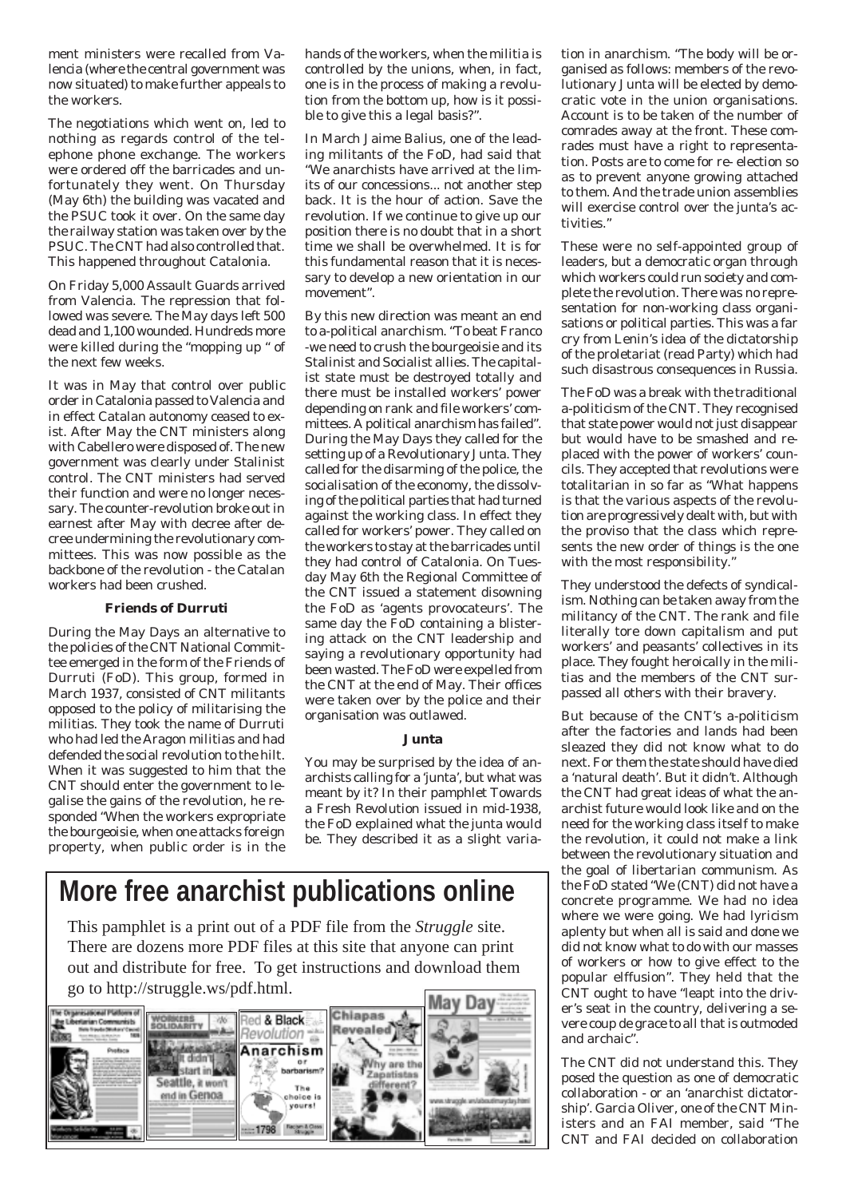ment ministers were recalled from Valencia (where the central government was now situated) to make further appeals to the workers.

The negotiations which went on, led to nothing as regards control of the telephone phone exchange. The workers were ordered off the barricades and unfortunately they went. On Thursday (May 6th) the building was vacated and the PSUC took it over. On the same day the railway station was taken over by the PSUC. The CNT had also controlled that. This happened throughout Catalonia.

On Friday 5,000 Assault Guards arrived from Valencia. The repression that followed was severe. The May days left 500 dead and 1,100 wounded. Hundreds more were killed during the "mopping up " of the next few weeks.

It was in May that control over public order in Catalonia passed to Valencia and in effect Catalan autonomy ceased to exist. After May the CNT ministers along with Cabellero were disposed of. The new government was clearly under Stalinist control. The CNT ministers had served their function and were no longer necessary. The counter-revolution broke out in earnest after May with decree after decree undermining the revolutionary committees. This was now possible as the backbone of the revolution - the Catalan workers had been crushed.

### Friends of Durruti

During the May Days an alternative to the policies of the CNT National Committee emerged in the form of the Friends of Durruti (FoD). This group, formed in March 1937, consisted of CNT militants opposed to the policy of militarising the militias. They took the name of Durruti who had led the Aragon militias and had defended the social revolution to the hilt. When it was suggested to him that the CNT should enter the government to legalise the gains of the revolution, he responded "When the workers expropriate the bourgeoisie, when one attacks foreign property, when public order is in the hands of the workers, when the militia is controlled by the unions, when, in fact, one is in the process of making a revolution from the bottom up, how is it possible to give this a legal basis?".

In March Jaime Balius, one of the leading militants of the FoD, had said that "We anarchists have arrived at the limits of our concessions... not another step back. It is the hour of action. Save the revolution. If we continue to give up our position there is no doubt that in a short time we shall be overwhelmed. It is for this fundamental reason that it is necessary to develop a new orientation in our movement".

By this new direction was meant an end to a-political anarchism. "To beat Franco -we need to crush the bourgeoisie and its Stalinist and Socialist allies. The capitalist state must be destroyed totally and there must be installed workers' power depending on rank and file workers' committees. A political anarchism has failed". During the May Days they called for the setting up of a Revolutionary Junta. They called for the disarming of the police, the socialisation of the economy, the dissolving of the political parties that had turned against the working class. In effect they called for workers' power. They called on the workers to stay at the barricades until they had control of Catalonia. On Tuesday May 6th the Regional Committee of the CNT issued a statement disowning the FoD as 'agents provocateurs'. The same day the FoD containing a blistering attack on the CNT leadership and saying a revolutionary opportunity had been wasted. The FoD were expelled from the CNT at the end of May. Their offices were taken over by the police and their organisation was outlawed.

### Junta

You may be surprised by the idea of anarchists calling for a 'junta', but what was meant by it? In their pamphlet Towards a Fresh Revolution issued in mid-1938, the FoD explained what the junta would be. They described it as a slight variation in anarchism. "The body will be organised as follows: members of the revolutionary Junta will be elected by democratic vote in the union organisations. Account is to be taken of the number of comrades away at the front. These comrades must have a right to representation. Posts are to come for re- election so as to prevent anyone growing attached to them. And the trade union assemblies will exercise control over the junta's activities."

These were no self-appointed group of leaders, but a democratic organ through which workers could run society and complete the revolution. There was no representation for non-working class organisations or political parties. This was a far cry from Lenin's idea of the dictatorship of the proletariat (read Party) which had such disastrous consequences in Russia.

The FoD was a break with the traditional a-politicism of the CNT. They recognised that state power would not just disappear but would have to be smashed and replaced with the power of workers' councils. They accepted that revolutions were totalitarian in so far as "What happens is that the various aspects of the revolution are progressively dealt with, but with the proviso that the class which represents the new order of things is the one with the most responsibility."

They understood the defects of syndicalism. Nothing can be taken away from the militancy of the CNT. The rank and file literally tore down capitalism and put workers' and peasants' collectives in its place. They fought heroically in the militias and the members of the CNT surpassed all others with their bravery.

But because of the CNT's a-politicism after the factories and lands had been sleazed they did not know what to do next. For them the state should have died a 'natural death'. But it didn't. Although the CNT had great ideas of what the anarchist future would look like and on the need for the working class itself to make the revolution, it could not make a link between the revolutionary situation and the goal of libertarian communism. As the FoD stated "We (CNT) did not have a concrete programme. We had no idea where we were going. We had lyricism aplenty but when all is said and done we did not know what to do with our masses of workers or how to give effect to the popular elffusion". They held that the CNT ought to have "leapt into the driver's seat in the country, delivering a severe coup de grace to all that is outmoded and archaic".

The CNT did not understand this. They posed the question as one of democratic collaboration - or an 'anarchist dictatorship'. Garcia Oliver, one of the CNT Ministers and an FAI member, said "The CNT and FAI decided on collaboration

## More free anarchist publications online

This pamphlet is a print out of a PDF file from the *Struggle* site. There are dozens more PDF files at this site that anyone can print out and distribute for free. To get instructions and download them go to http://struggle.ws/pdf.html.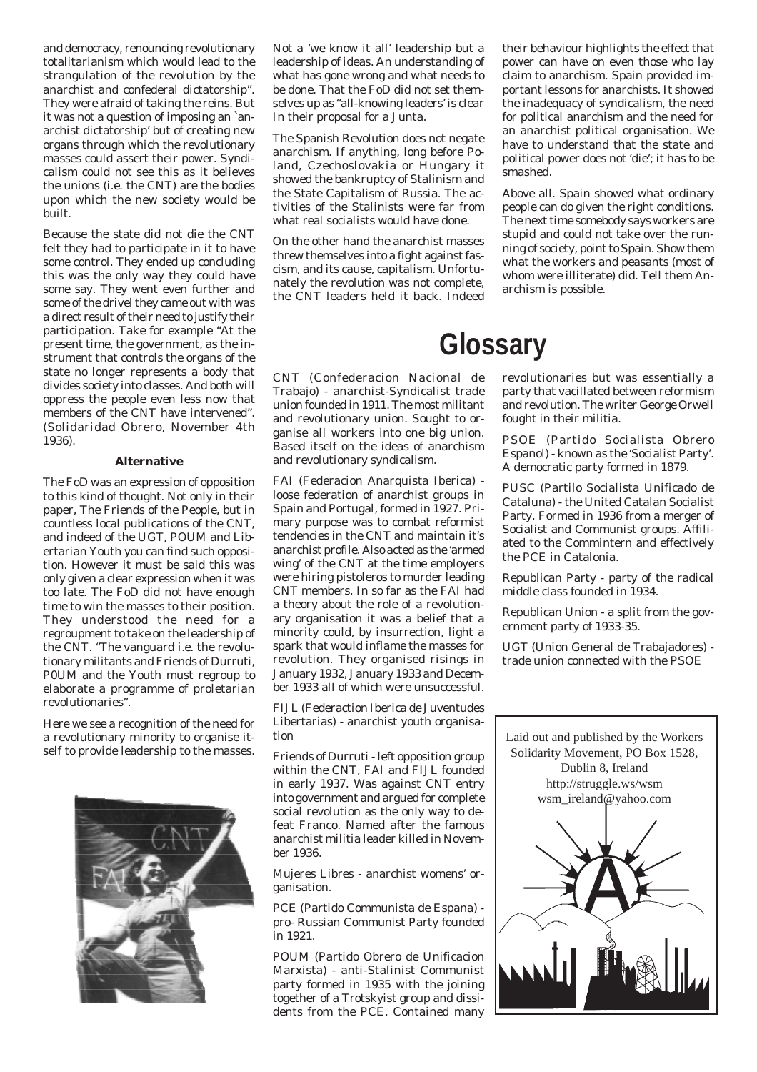and democracy, renouncing revolutionary totalitarianism which would lead to the strangulation of the revolution by the anarchist and confederal dictatorship". They were afraid of taking the reins. But it was not a question of imposing an `anarchist dictatorship' but of creating new organs through which the revolutionary masses could assert their power. Syndicalism could not see this as it believes the unions (i.e. the CNT) are the bodies upon which the new society would be built.

Because the state did not die the CNT felt they had to participate in it to have some control. They ended up concluding this was the only way they could have some say. They went even further and some of the drivel they came out with was a direct result of their need to justify their participation. Take for example "At the present time, the government, as the instrument that controls the organs of the state no longer represents a body that divides society into classes. And both will oppress the people even less now that members of the CNT have intervened". (Solidaridad Obrero, November 4th 1936).

#### Alternative

The FoD was an expression of opposition to this kind of thought. Not only in their paper, The Friends of the People, but in countless local publications of the CNT, and indeed of the UGT, POUM and Libertarian Youth you can find such opposition. However it must be said this was only given a clear expression when it was too late. The FoD did not have enough time to win the masses to their position. They understood the need for a regroupment to take on the leadership of the CNT. "The vanguard i.e. the revolutionary militants and Friends of Durruti, P0UM and the Youth must regroup to elaborate a programme of proletarian revolutionaries".

Here we see a recognition of the need for a revolutionary minority to organise itself to provide leadership to the masses.

Not a 'we know it all' leadership but a leadership of ideas. An understanding of what has gone wrong and what needs to be done. That the FoD did not set themselves up as "all-knowing leaders' is clear In their proposal for a Junta.

The Spanish Revolution does not negate anarchism. If anything, long before Poland, Czechoslovakia or Hungary it showed the bankruptcy of Stalinism and the State Capitalism of Russia. The activities of the Stalinists were far from what real socialists would have done.

On the other hand the anarchist masses threw themselves into a fight against fascism, and its cause, capitalism. Unfortunately the revolution was not complete, the CNT leaders held it back. Indeed their behaviour highlights the effect that power can have on even those who lay claim to anarchism. Spain provided important lessons for anarchists. It showed the inadequacy of syndicalism, the need for political anarchism and the need for an anarchist political organisation. We have to understand that the state and political power does not 'die'; it has to be smashed.

Above all. Spain showed what ordinary people can do given the right conditions. The next time somebody says workers are stupid and could not take over the running of society, point to Spain. Show them what the workers and peasants (most of whom were illiterate) did. Tell them Anarchism is possible.

# Glossary

CNT (Confederacion Nacional de Trabajo) - anarchist-Syndicalist trade union founded in 1911. The most militant and revolutionary union. Sought to organise all workers into one big union. Based itself on the ideas of anarchism and revolutionary syndicalism.

FAI (Federacion Anarquista Iberica) - loose federation of anarchist groups in Spain and Portugal, formed in 1927. Primary purpose was to combat reformist tendencies in the CNT and maintain it's anarchist profile. Also acted as the 'armed wing' of the CNT at the time employers were hiring pistoleros to murder leading CNT members. In so far as the FAI had a theory about the role of a revolutionary organisation it was a belief that a minority could, by insurrection, light a spark that would inflame the masses for revolution. They organised risings in January 1932, January 1933 and December 1933 all of which were unsuccessful.

FIJL (Federaction Iberica de Juventudes Libertarias) - anarchist youth organisation

Friends of Durruti - left opposition group within the CNT, FAI and FIJL founded in early 1937. Was against CNT entry into government and argued for complete social revolution as the only way to defeat Franco. Named after the famous anarchist militia leader killed in November 1936.

Mujeres Libres - anarchist womens' organisation.

PCE (Partido Communista de Espana) - pro- Russian Communist Party founded in 1921.

POUM (Partido Obrero de Unificacion Marxista) - anti-Stalinist Communist party formed in 1935 with the joining together of a Trotskyist group and dissidents from the PCE. Contained many revolutionaries but was essentially a party that vacillated between reformism and revolution. The writer George Orwell fought in their militia.

PSOE (Partido Socialista Obrero Espanol) - known as the 'Socialist Party'. A democratic party formed in 1879.

PUSC (Partilo Socialista Unificado de Cataluna) - the United Catalan Socialist Party. Formed in 1936 from a merger of Socialist and Communist groups. Affiliated to the Commintern and effectively the PCE in Catalonia.

Republican Party - party of the radical middle class founded in 1934.

Republican Union - a split from the government party of 1933-35.

UGT (Union General de Trabajadores) - trade union connected with the PSOE

Laid out and published by the Workers Solidarity Movement, PO Box 1528, Dublin 8, Ireland
http://struggle.ws/wsm
wsm_ireland@yahoo.com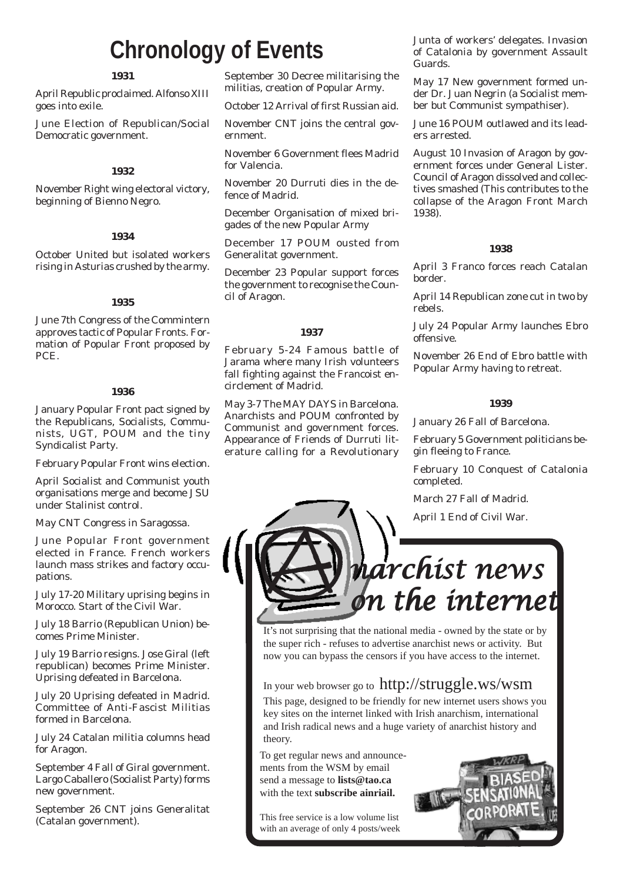# Chronology of Events

**1931**

April Republic proclaimed. Alfonso XIII goes into exile.

June Election of Republican/Social Democratic government.

**1932**

November Right wing electoral victory, beginning of Bienno Negro.

**1934**

October United but isolated workers rising in Asturias crushed by the army.

**1935**

June 7th Congress of the Commintern approves tactic of Popular Fronts. Formation of Popular Front proposed by PCE.

**1936**

January Popular Front pact signed by the Republicans, Socialists, Communists, UGT, POUM and the tiny Syndicalist Party.

February Popular Front wins election.

April Socialist and Communist youth organisations merge and become JSU under Stalinist control.

May CNT Congress in Saragossa.

June Popular Front government elected in France. French workers launch mass strikes and factory occupations.

July 17-20 Military uprising begins in Morocco. Start of the Civil War.

July 18 Barrio (Republican Union) becomes Prime Minister.

July 19 Barrio resigns. Jose Giral (left republican) becomes Prime Minister. Uprising defeated in Barcelona.

July 20 Uprising defeated in Madrid. Committee of Anti-Fascist Militias formed in Barcelona.

July 24 Catalan militia columns head for Aragon.

September 4 Fall of Giral government. Largo Caballero (Socialist Party) forms new government.

September 26 CNT joins Generalitat (Catalan government).

September 30 Decree militarising the militias, creation of Popular Army.

October 12 Arrival of first Russian aid.

November CNT joins the central government.

November 6 Government flees Madrid for Valencia.

November 20 Durruti dies in the defence of Madrid.

December Organisation of mixed brigades of the new Popular Army

December 17 POUM ousted from Generalitat government.

December 23 Popular support forces the government to recognise the Council of Aragon.

**1937**

February 5-24 Famous battle of Jarama where many Irish volunteers fall fighting against the Francoist encirclement of Madrid.

May 3-7 The MAY DAYS in Barcelona. Anarchists and POUM confronted by Communist and government forces. Appearance of Friends of Durruti literature calling for a Revolutionary Junta of workers' delegates. Invasion of Catalonia by government Assault Guards.

May 17 New government formed under Dr. Juan Negrin (a Socialist member but Communist sympathiser).

June 16 POUM outlawed and its leaders arrested.

August 10 Invasion of Aragon by government forces under General Lister. Council of Aragon dissolved and collectives smashed (This contributes to the collapse of the Aragon Front March 1938).

**1938**

April 3 Franco forces reach Catalan border.

April 14 Republican zone cut in two by rebels.

July 24 Popular Army launches Ebro offensive.

November 26 End of Ebro battle with Popular Army having to retreat.

**1939**

January 26 Fall of Barcelona.

February 5 Government politicians begin fleeing to France.

February 10 Conquest of Catalonia completed.

March 27 Fall of Madrid.

April 1 End of Civil War.

## Anarchist news on the internet

It's not surprising that the national media - owned by the state or by the super rich - refuses to advertise anarchist news or activity. But now you can bypass the censors if you have access to the internet.

In your web browser go to http://struggle.ws/wsm

This page, designed to be friendly for new internet users shows you key sites on the internet linked with Irish anarchism, international and Irish radical news and a huge variety of anarchist history and theory.

To get regular news and announcements from the WSM by email send a message to **lists@tao.ca** with the text **subscribe ainrail.**

This free service is a low volume list with an average of only 4 posts/week